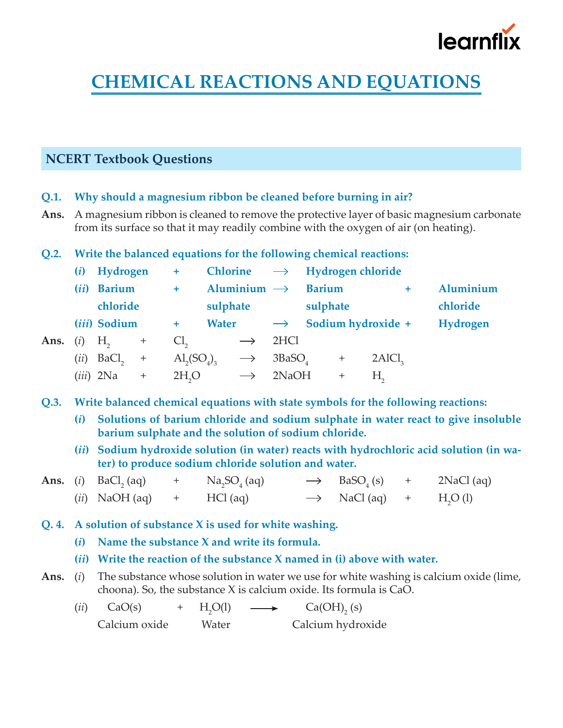# CHEMICAL REACTIONS AND EQUATIONS

## NCERT Textbook Questions

**Q.1. Why should a magnesium ribbon be cleaned before burning in air?**

**Ans.** A magnesium ribbon is cleaned to remove the protective layer of basic magnesium carbonate from its surface so that it may readily combine with the oxygen of air (on heating).

**Q.2. Write the balanced equations for the following chemical reactions:**

**(*i*) Hydrogen + Chlorine $\longrightarrow$ Hydrogen chloride**

**(*ii*) Barium chloride + Aluminium sulphate $\longrightarrow$ Barium sulphate + Aluminium chloride**

**(*iii*) Sodium + Water $\longrightarrow$ Sodium hydroxide + Hydrogen**

**Ans.** (*i*) $H_2 + Cl_2 \longrightarrow 2HCl$

(*ii*) $BaCl_2 + Al_2(SO_4)_3 \longrightarrow 3BaSO_4 + 2AlCl_3$

(*iii*) $2Na + 2H_2O \longrightarrow 2NaOH + H_2$

**Q.3. Write balanced chemical equations with state symbols for the following reactions:**

**(*i*) Solutions of barium chloride and sodium sulphate in water react to give insoluble barium sulphate and the solution of sodium chloride.**

**(*ii*) Sodium hydroxide solution (in water) reacts with hydrochloric acid solution (in water) to produce sodium chloride solution and water.**

**Ans.** (*i*) $BaCl_2\,(aq) + Na_2SO_4\,(aq) \longrightarrow BaSO_4\,(s) + 2NaCl\,(aq)$

(*ii*) $NaOH\,(aq) + HCl\,(aq) \longrightarrow NaCl\,(aq) + H_2O\,(l)$

**Q. 4. A solution of substance X is used for white washing.**

**(*i*) Name the substance X and write its formula.**

**(*ii*) Write the reaction of the substance X named in (i) above with water.**

**Ans.** (*i*) The substance whose solution in water we use for white washing is calcium oxide (lime, choona). So, the substance X is calcium oxide. Its formula is CaO.

(*ii*)
$$\underset{\text{Calcium oxide}}{CaO(s)} + \underset{\text{Water}}{H_2O(l)} \longrightarrow \underset{\text{Calcium hydroxide}}{Ca(OH)_2\,(s)}$$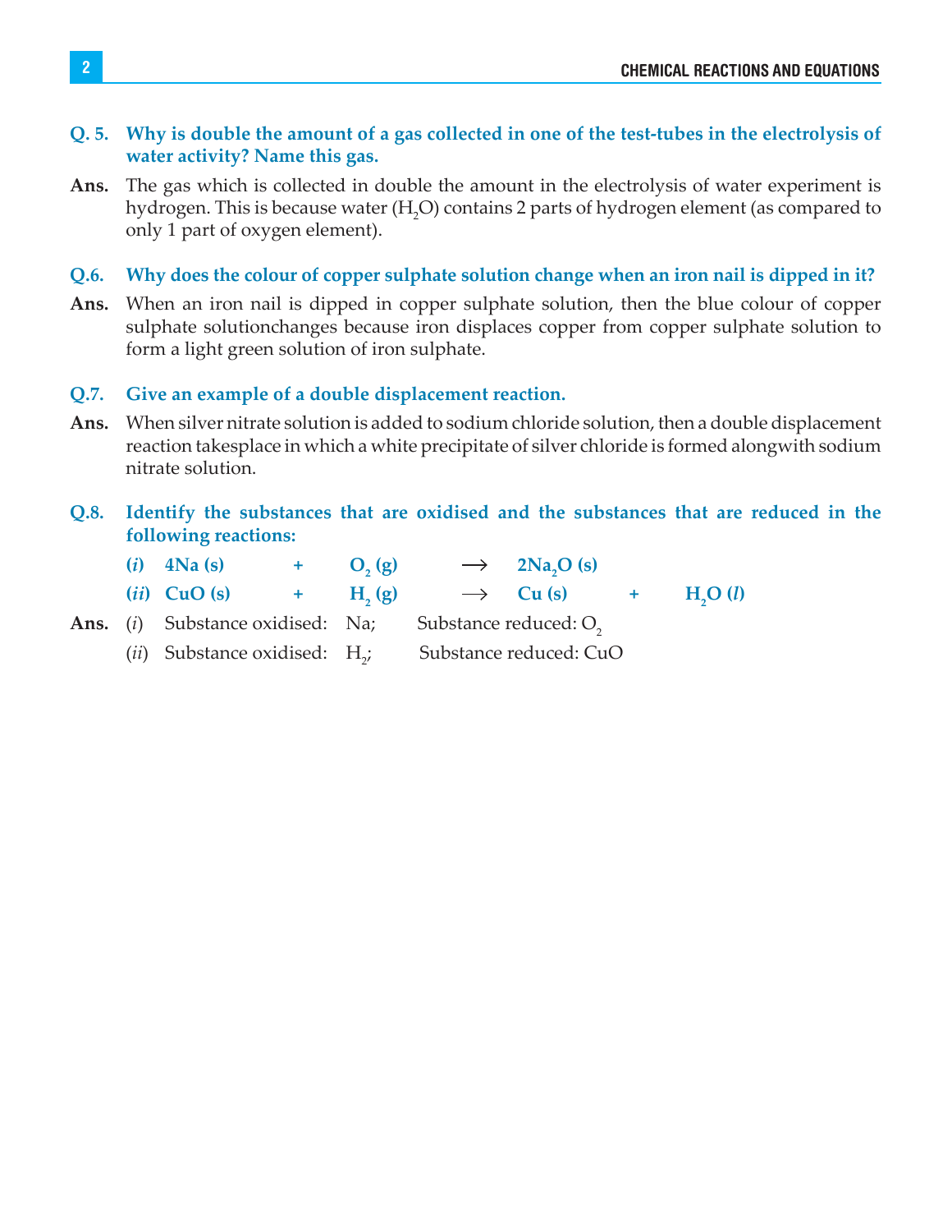**Q. 5. Why is double the amount of a gas collected in one of the test-tubes in the electrolysis of water activity? Name this gas.**

**Ans.** The gas which is collected in double the amount in the electrolysis of water experiment is hydrogen. This is because water ($H_2O$) contains 2 parts of hydrogen element (as compared to only 1 part of oxygen element).

**Q.6. Why does the colour of copper sulphate solution change when an iron nail is dipped in it?**

**Ans.** When an iron nail is dipped in copper sulphate solution, then the blue colour of copper sulphate solutionchanges because iron displaces copper from copper sulphate solution to form a light green solution of iron sulphate.

**Q.7. Give an example of a double displacement reaction.**

**Ans.** When silver nitrate solution is added to sodium chloride solution, then a double displacement reaction takesplace in which a white precipitate of silver chloride is formed alongwith sodium nitrate solution.

**Q.8. Identify the substances that are oxidised and the substances that are reduced in the following reactions:**

**(*i*)** $4Na\ (s) + O_2\ (g) \longrightarrow 2Na_2O\ (s)$

**(*ii*)** $CuO\ (s) + H_2\ (g) \longrightarrow Cu\ (s) + H_2O\ (l)$

**Ans.** (*i*) Substance oxidised: Na; Substance reduced: $O_2$

(*ii*) Substance oxidised: $H_2$; Substance reduced: CuO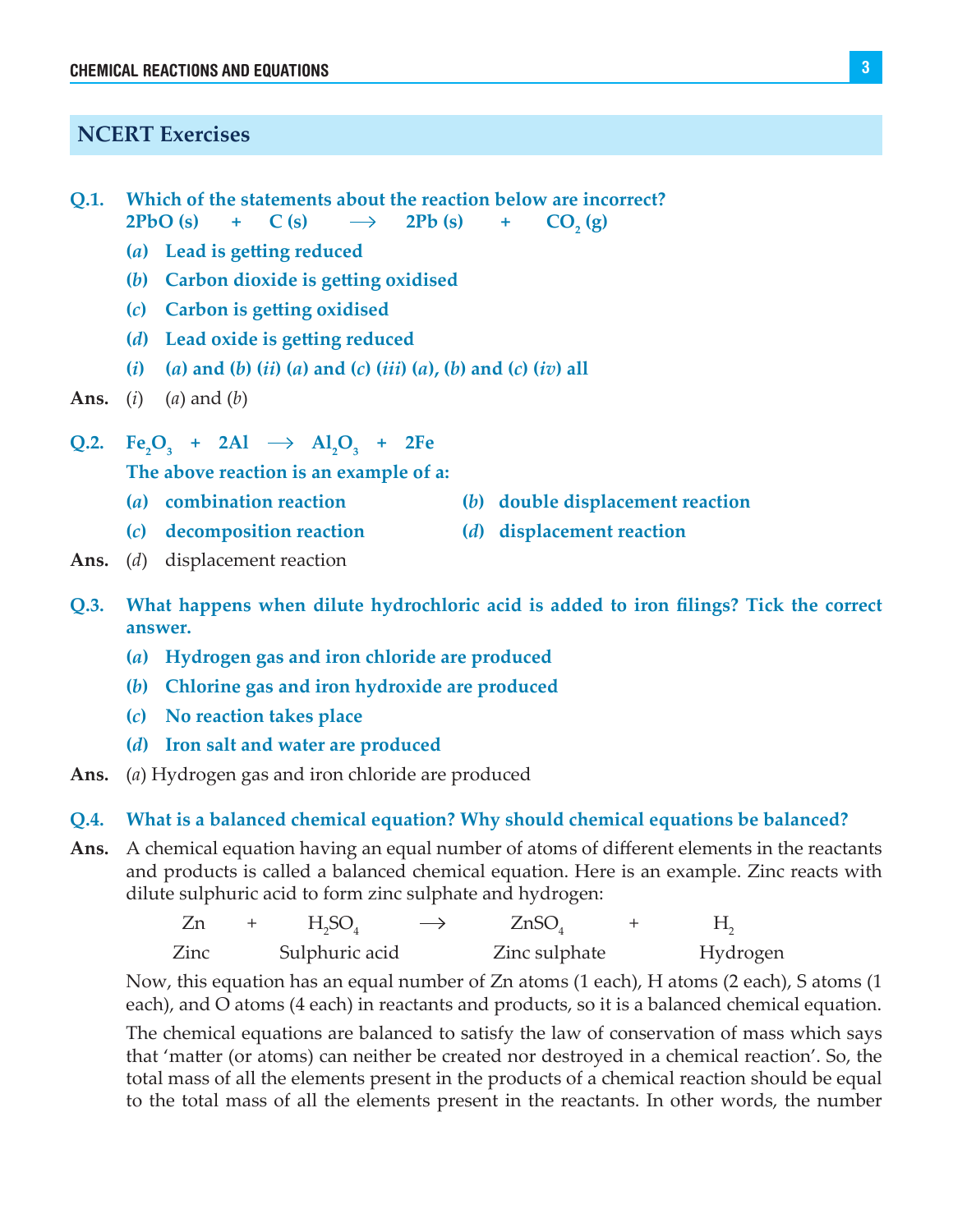## NCERT Exercises

**Q.1. Which of the statements about the reaction below are incorrect?**

$$2PbO\,(s) + C\,(s) \longrightarrow 2Pb\,(s) + CO_2\,(g)$$

**(*a*) Lead is getting reduced**

**(*b*) Carbon dioxide is getting oxidised**

**(*c*) Carbon is getting oxidised**

**(*d*) Lead oxide is getting reduced**

**(*i*) (*a*) and (*b*) (*ii*) (*a*) and (*c*) (*iii*) (*a*), (*b*) and (*c*) (*iv*) all**

**Ans.** (*i*) (*a*) and (*b*)

**Q.2.** $Fe_2O_3 + 2Al \longrightarrow Al_2O_3 + 2Fe$

**The above reaction is an example of a:**

**(*a*) combination reaction**

**(*b*) double displacement reaction**

**(*c*) decomposition reaction**

**(*d*) displacement reaction**

**Ans.** (*d*) displacement reaction

**Q.3. What happens when dilute hydrochloric acid is added to iron filings? Tick the correct answer.**

**(*a*) Hydrogen gas and iron chloride are produced**

**(*b*) Chlorine gas and iron hydroxide are produced**

**(*c*) No reaction takes place**

**(*d*) Iron salt and water are produced**

**Ans.** (*a*) Hydrogen gas and iron chloride are produced

**Q.4. What is a balanced chemical equation? Why should chemical equations be balanced?**

**Ans.** A chemical equation having an equal number of atoms of different elements in the reactants and products is called a balanced chemical equation. Here is an example. Zinc reacts with dilute sulphuric acid to form zinc sulphate and hydrogen:

$$\underset{\text{Zinc}}{Zn} + \underset{\text{Sulphuric acid}}{H_2SO_4} \longrightarrow \underset{\text{Zinc sulphate}}{ZnSO_4} + \underset{\text{Hydrogen}}{H_2}$$

Now, this equation has an equal number of Zn atoms (1 each), H atoms (2 each), S atoms (1 each), and O atoms (4 each) in reactants and products, so it is a balanced chemical equation.

The chemical equations are balanced to satisfy the law of conservation of mass which says that 'matter (or atoms) can neither be created nor destroyed in a chemical reaction'. So, the total mass of all the elements present in the products of a chemical reaction should be equal to the total mass of all the elements present in the reactants. In other words, the number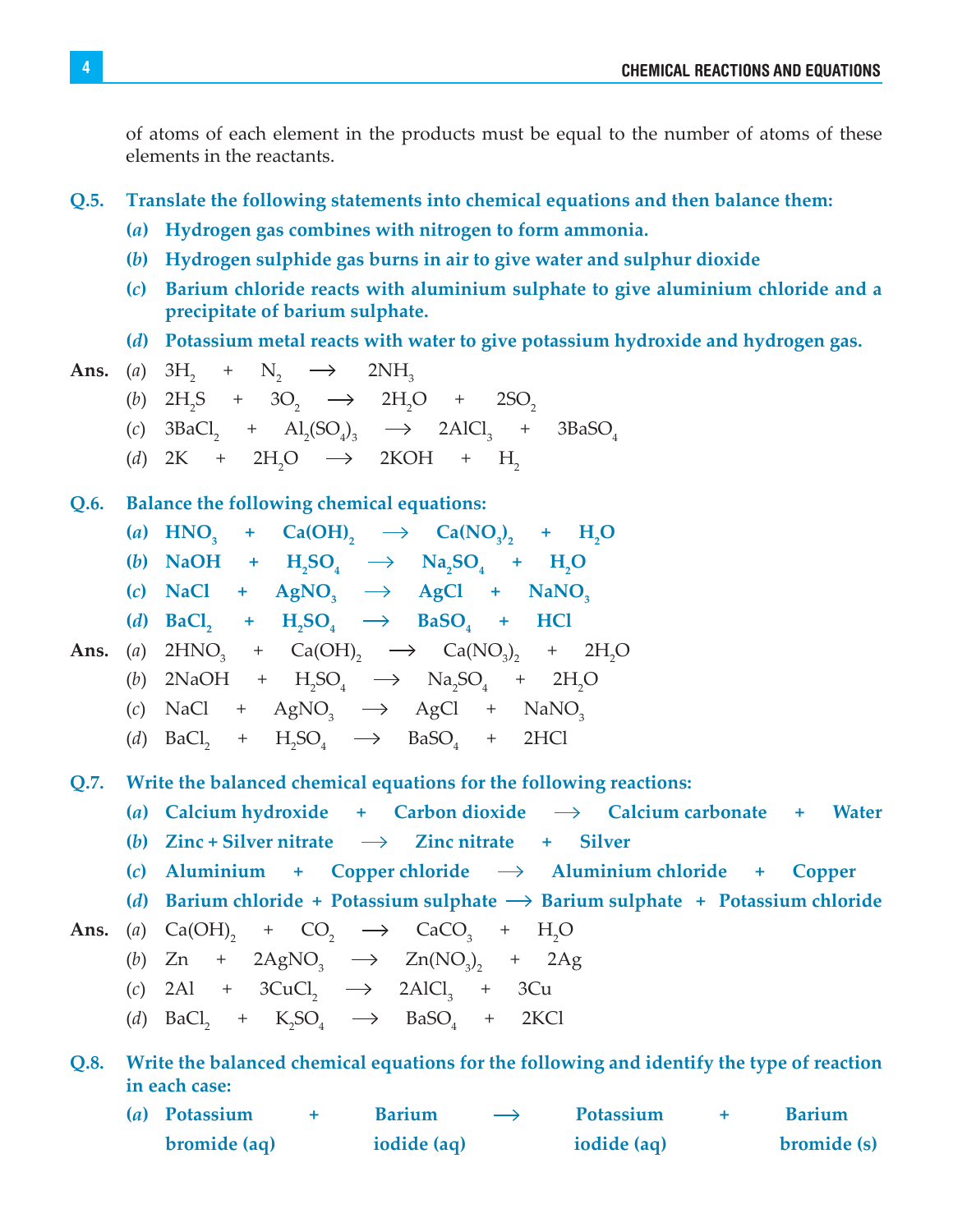of atoms of each element in the products must be equal to the number of atoms of these elements in the reactants.

**Q.5. Translate the following statements into chemical equations and then balance them:**

**(*a*) Hydrogen gas combines with nitrogen to form ammonia.**

**(*b*) Hydrogen sulphide gas burns in air to give water and sulphur dioxide**

**(*c*) Barium chloride reacts with aluminium sulphate to give aluminium chloride and a precipitate of barium sulphate.**

**(*d*) Potassium metal reacts with water to give potassium hydroxide and hydrogen gas.**

**Ans.** (*a*) $3H_2 + N_2 \longrightarrow 2NH_3$

(*b*) $2H_2S + 3O_2 \longrightarrow 2H_2O + 2SO_2$

(*c*) $3BaCl_2 + Al_2(SO_4)_3 \longrightarrow 2AlCl_3 + 3BaSO_4$

(*d*) $2K + 2H_2O \longrightarrow 2KOH + H_2$

**Q.6. Balance the following chemical equations:**

**(*a*)** $HNO_3 + Ca(OH)_2 \longrightarrow Ca(NO_3)_2 + H_2O$

**(*b*)** $NaOH + H_2SO_4 \longrightarrow Na_2SO_4 + H_2O$

**(*c*)** $NaCl + AgNO_3 \longrightarrow AgCl + NaNO_3$

**(*d*)** $BaCl_2 + H_2SO_4 \longrightarrow BaSO_4 + HCl$

**Ans.** (*a*) $2HNO_3 + Ca(OH)_2 \longrightarrow Ca(NO_3)_2 + 2H_2O$

(*b*) $2NaOH + H_2SO_4 \longrightarrow Na_2SO_4 + 2H_2O$

(*c*) $NaCl + AgNO_3 \longrightarrow AgCl + NaNO_3$

(*d*) $BaCl_2 + H_2SO_4 \longrightarrow BaSO_4 + 2HCl$

**Q.7. Write the balanced chemical equations for the following reactions:**

**(*a*) Calcium hydroxide + Carbon dioxide ⟶ Calcium carbonate + Water**

**(*b*) Zinc + Silver nitrate ⟶ Zinc nitrate + Silver**

**(*c*) Aluminium + Copper chloride ⟶ Aluminium chloride + Copper**

**(*d*) Barium chloride + Potassium sulphate ⟶ Barium sulphate + Potassium chloride**

**Ans.** (*a*) $Ca(OH)_2 + CO_2 \longrightarrow CaCO_3 + H_2O$

(*b*) $Zn + 2AgNO_3 \longrightarrow Zn(NO_3)_2 + 2Ag$

(*c*) $2Al + 3CuCl_2 \longrightarrow 2AlCl_3 + 3Cu$

(*d*) $BaCl_2 + K_2SO_4 \longrightarrow BaSO_4 + 2KCl$

**Q.8. Write the balanced chemical equations for the following and identify the type of reaction in each case:**

**(*a*) Potassium bromide (aq) + Barium iodide (aq) ⟶ Potassium iodide (aq) + Barium bromide (s)**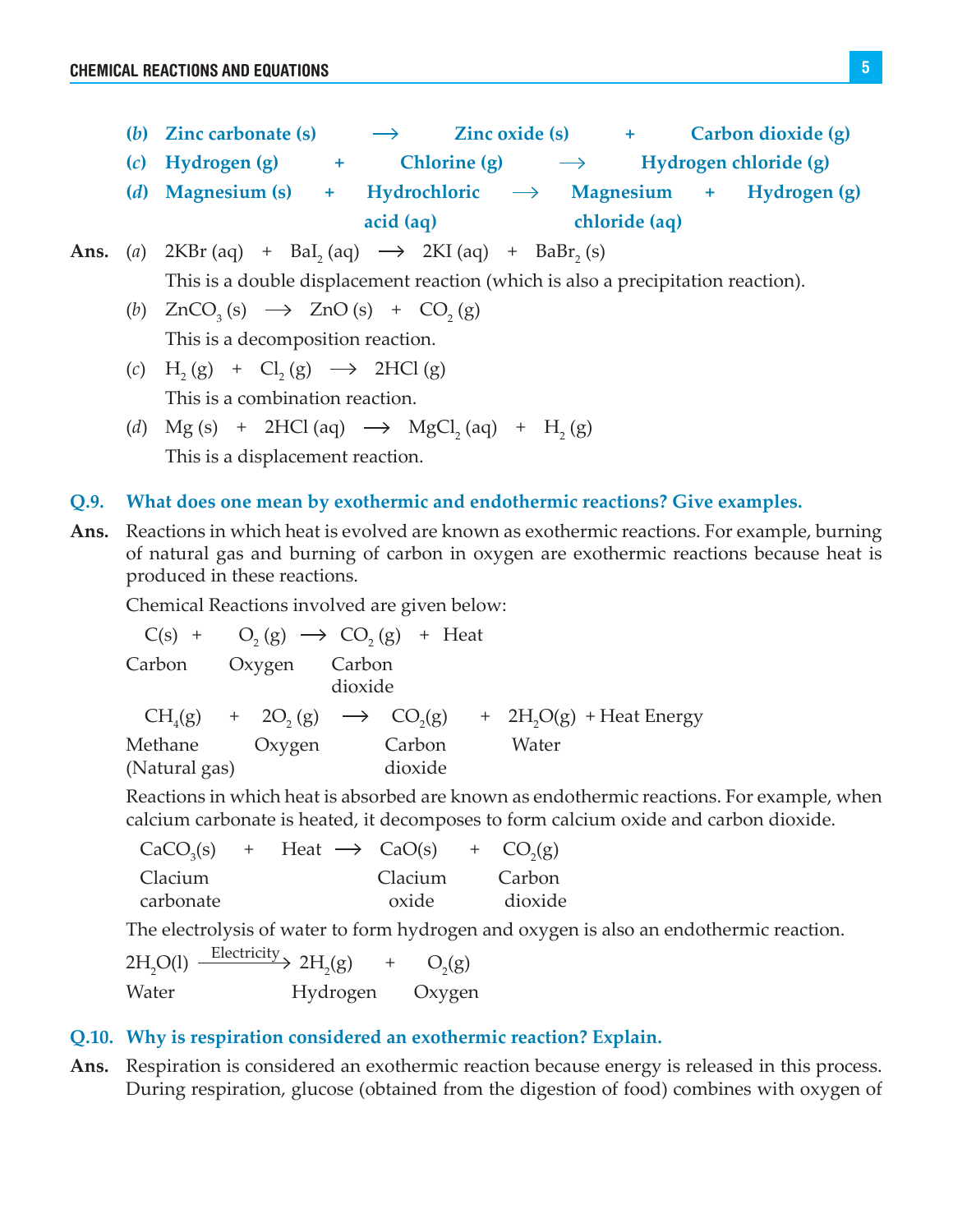**(b) Zinc carbonate (s) ⟶ Zinc oxide (s) + Carbon dioxide (g)**

**(c) Hydrogen (g) + Chlorine (g) ⟶ Hydrogen chloride (g)**

**(d) Magnesium (s) + Hydrochloric acid (aq) ⟶ Magnesium chloride (aq) + Hydrogen (g)**

**Ans.** (*a*) $2KBr\ (aq) + BaI_2\ (aq) \longrightarrow 2KI\ (aq) + BaBr_2\ (s)$

This is a double displacement reaction (which is also a precipitation reaction).

(*b*) $ZnCO_3\ (s) \longrightarrow ZnO\ (s) + CO_2\ (g)$

This is a decomposition reaction.

(*c*) $H_2\ (g) + Cl_2\ (g) \longrightarrow 2HCl\ (g)$

This is a combination reaction.

(*d*) $Mg\ (s) + 2HCl\ (aq) \longrightarrow MgCl_2\ (aq) + H_2\ (g)$

This is a displacement reaction.

**Q.9. What does one mean by exothermic and endothermic reactions? Give examples.**

**Ans.** Reactions in which heat is evolved are known as exothermic reactions. For example, burning of natural gas and burning of carbon in oxygen are exothermic reactions because heat is produced in these reactions.

Chemical Reactions involved are given below:

$$\underset{\text{Carbon}}{C(s)} + \underset{\text{Oxygen}}{O_2\ (g)} \longrightarrow \underset{\text{Carbon dioxide}}{CO_2\ (g)} + \text{Heat}$$

$$\underset{\text{Methane (Natural gas)}}{CH_4(g)} + \underset{\text{Oxygen}}{2O_2\ (g)} \longrightarrow \underset{\text{Carbon dioxide}}{CO_2(g)} + \underset{\text{Water}}{2H_2O(g)} + \text{Heat Energy}$$

Reactions in which heat is absorbed are known as endothermic reactions. For example, when calcium carbonate is heated, it decomposes to form calcium oxide and carbon dioxide.

$$\underset{\text{Clacium carbonate}}{CaCO_3(s)} + \text{Heat} \longrightarrow \underset{\text{Clacium oxide}}{CaO(s)} + \underset{\text{Carbon dioxide}}{CO_2(g)}$$

The electrolysis of water to form hydrogen and oxygen is also an endothermic reaction.

$$\underset{\text{Water}}{2H_2O(l)} \xrightarrow{\text{Electricity}} \underset{\text{Hydrogen}}{2H_2(g)} + \underset{\text{Oxygen}}{O_2(g)}$$

**Q.10. Why is respiration considered an exothermic reaction? Explain.**

**Ans.** Respiration is considered an exothermic reaction because energy is released in this process. During respiration, glucose (obtained from the digestion of food) combines with oxygen of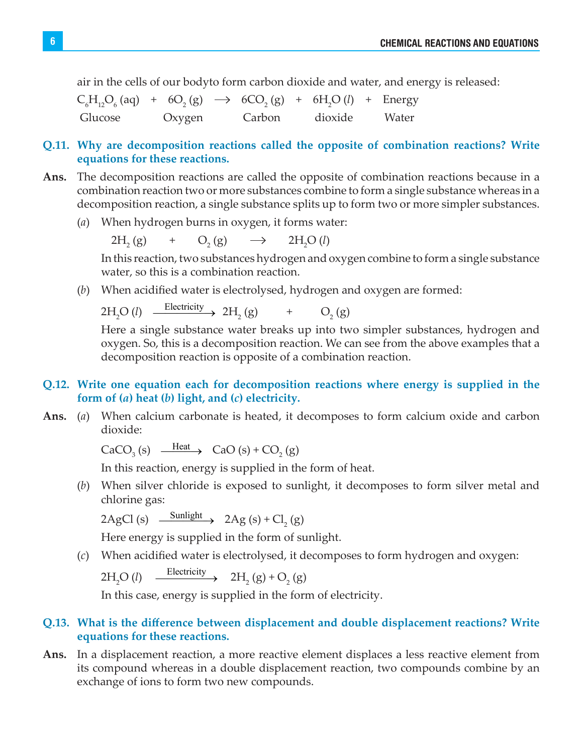air in the cells of our bodyto form carbon dioxide and water, and energy is released:

$$C_6H_{12}O_6\,(aq) \; + \; 6O_2\,(g) \; \longrightarrow \; 6CO_2\,(g) \; + \; 6H_2O\,(l) \; + \; \text{Energy}$$

Glucose     Oxygen     Carbon     dioxide     Water

**Q.11. Why are decomposition reactions called the opposite of combination reactions? Write equations for these reactions.**

**Ans.** The decomposition reactions are called the opposite of combination reactions because in a combination reaction two or more substances combine to form a single substance whereas in a decomposition reaction, a single substance splits up to form two or more simpler substances.

(*a*) When hydrogen burns in oxygen, it forms water:

$$2H_2\,(g) \; + \; O_2\,(g) \; \longrightarrow \; 2H_2O\,(l)$$

In this reaction, two substances hydrogen and oxygen combine to form a single substance water, so this is a combination reaction.

(*b*) When acidified water is electrolysed, hydrogen and oxygen are formed:

$$2H_2O\,(l) \xrightarrow{\text{Electricity}} 2H_2\,(g) \; + \; O_2\,(g)$$

Here a single substance water breaks up into two simpler substances, hydrogen and oxygen. So, this is a decomposition reaction. We can see from the above examples that a decomposition reaction is opposite of a combination reaction.

**Q.12. Write one equation each for decomposition reactions where energy is supplied in the form of (*a*) heat (*b*) light, and (*c*) electricity.**

**Ans.** (*a*) When calcium carbonate is heated, it decomposes to form calcium oxide and carbon dioxide:

$$CaCO_3\,(s) \xrightarrow{\text{Heat}} CaO\,(s) + CO_2\,(g)$$

In this reaction, energy is supplied in the form of heat.

(*b*) When silver chloride is exposed to sunlight, it decomposes to form silver metal and chlorine gas:

$$2AgCl\,(s) \xrightarrow{\text{Sunlight}} 2Ag\,(s) + Cl_2\,(g)$$

Here energy is supplied in the form of sunlight.

(*c*) When acidified water is electrolysed, it decomposes to form hydrogen and oxygen:

$$2H_2O\,(l) \xrightarrow{\text{Electricity}} 2H_2\,(g) + O_2\,(g)$$

In this case, energy is supplied in the form of electricity.

**Q.13. What is the difference between displacement and double displacement reactions? Write equations for these reactions.**

**Ans.** In a displacement reaction, a more reactive element displaces a less reactive element from its compound whereas in a double displacement reaction, two compounds combine by an exchange of ions to form two new compounds.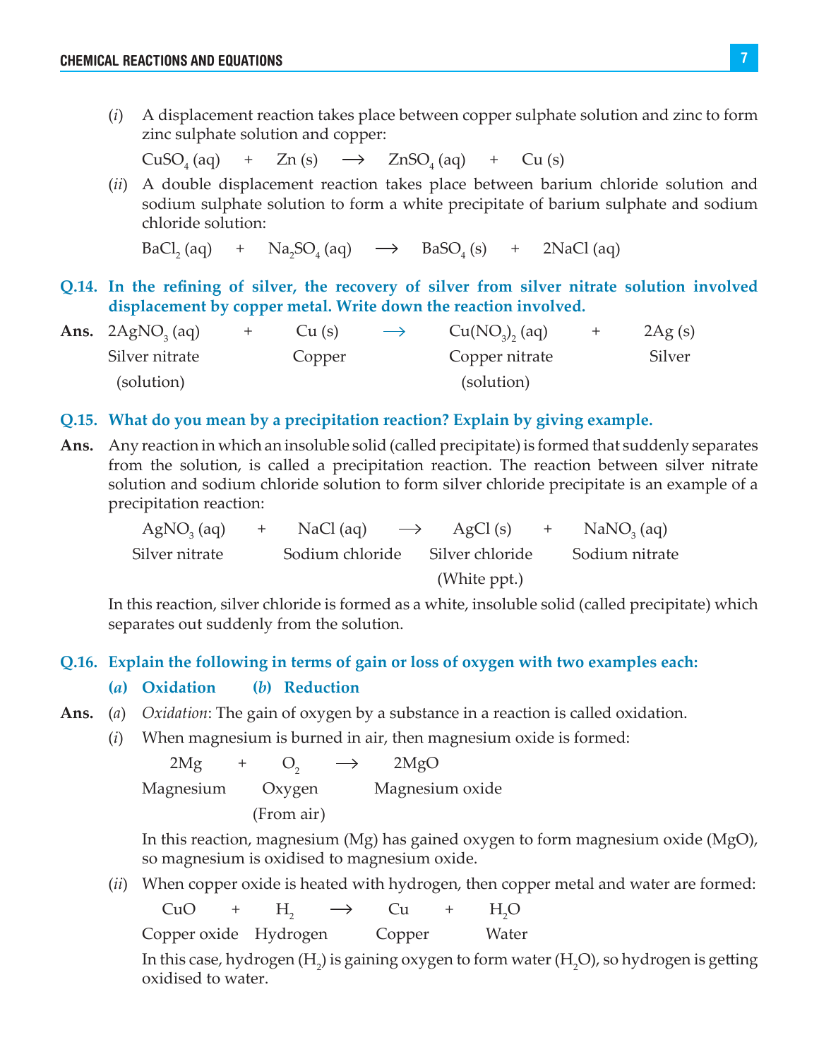(*i*) A displacement reaction takes place between copper sulphate solution and zinc to form zinc sulphate solution and copper:

$$CuSO_4\,(aq) \quad + \quad Zn\,(s) \quad \longrightarrow \quad ZnSO_4\,(aq) \quad + \quad Cu\,(s)$$

(*ii*) A double displacement reaction takes place between barium chloride solution and sodium sulphate solution to form a white precipitate of barium sulphate and sodium chloride solution:

$$BaCl_2\,(aq) \quad + \quad Na_2SO_4\,(aq) \quad \longrightarrow \quad BaSO_4\,(s) \quad + \quad 2NaCl\,(aq)$$

**Q.14. In the refining of silver, the recovery of silver from silver nitrate solution involved displacement by copper metal. Write down the reaction involved.**

**Ans.**

| $2AgNO_3$ (aq) | + | Cu (s) | $\longrightarrow$ | $Cu(NO_3)_2$ (aq) | + | 2Ag (s) |
|---|---|---|---|---|---|---|
| Silver nitrate (solution) | | Copper | | Copper nitrate (solution) | | Silver |

**Q.15. What do you mean by a precipitation reaction? Explain by giving example.**

**Ans.** Any reaction in which an insoluble solid (called precipitate) is formed that suddenly separates from the solution, is called a precipitation reaction. The reaction between silver nitrate solution and sodium chloride solution to form silver chloride precipitate is an example of a precipitation reaction:

| $AgNO_3$ (aq) | + | NaCl (aq) | $\longrightarrow$ | AgCl (s) | + | $NaNO_3$ (aq) |
|---|---|---|---|---|---|---|
| Silver nitrate | | Sodium chloride | | Silver chloride (White ppt.) | | Sodium nitrate |

In this reaction, silver chloride is formed as a white, insoluble solid (called precipitate) which separates out suddenly from the solution.

**Q.16. Explain the following in terms of gain or loss of oxygen with two examples each:**

**(*a*) Oxidation (*b*) Reduction**

**Ans.** (*a*) *Oxidation*: The gain of oxygen by a substance in a reaction is called oxidation.

(*i*) When magnesium is burned in air, then magnesium oxide is formed:

| 2Mg | + | $O_2$ | $\longrightarrow$ | 2MgO |
|---|---|---|---|---|
| Magnesium | | Oxygen (From air) | | Magnesium oxide |

In this reaction, magnesium (Mg) has gained oxygen to form magnesium oxide (MgO), so magnesium is oxidised to magnesium oxide.

(*ii*) When copper oxide is heated with hydrogen, then copper metal and water are formed:

| CuO | + | $H_2$ | $\longrightarrow$ | Cu | + | $H_2O$ |
|---|---|---|---|---|---|---|
| Copper oxide | | Hydrogen | | Copper | | Water |

In this case, hydrogen ($H_2$) is gaining oxygen to form water ($H_2O$), so hydrogen is getting oxidised to water.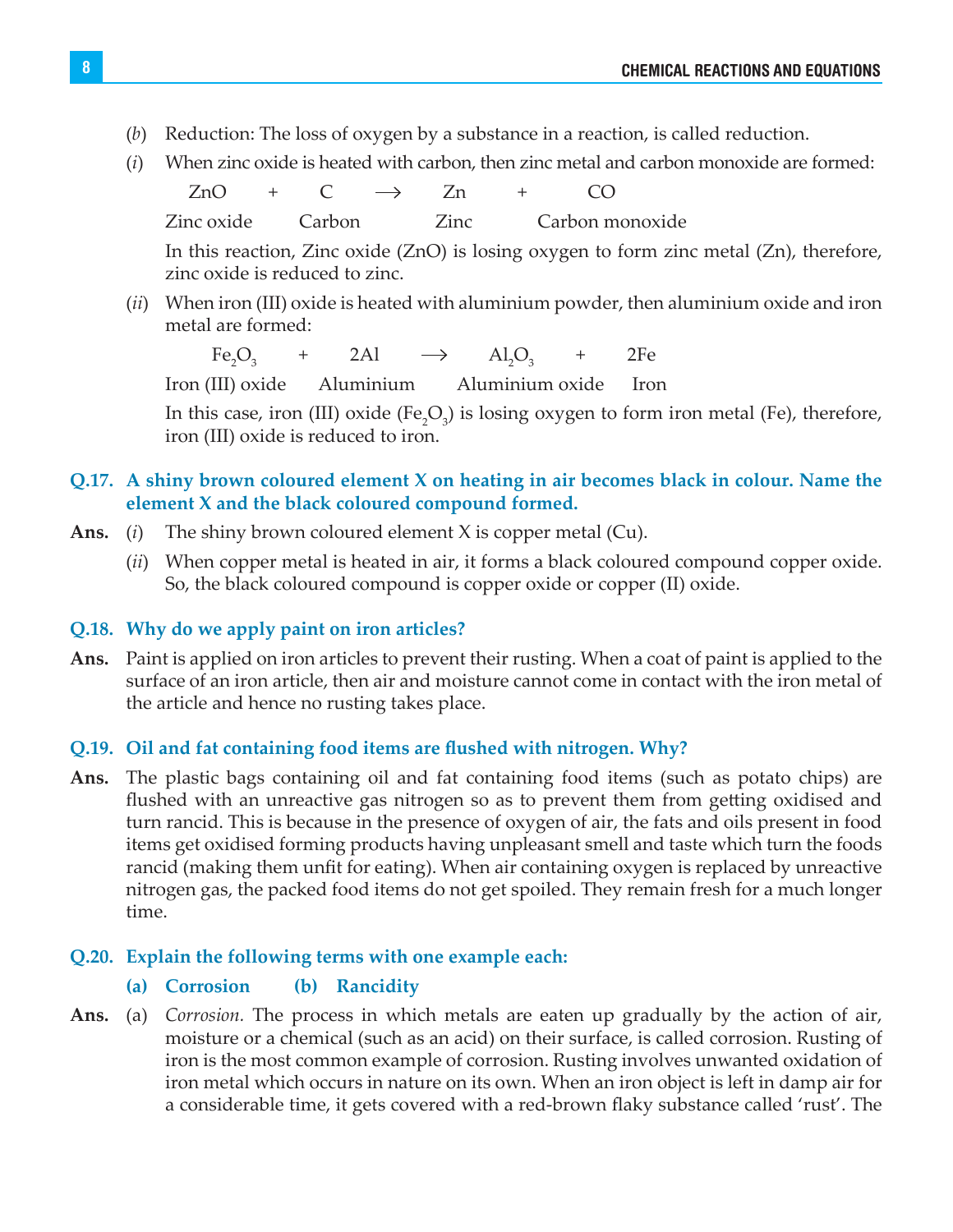(*b*) Reduction: The loss of oxygen by a substance in a reaction, is called reduction.

(*i*) When zinc oxide is heated with carbon, then zinc metal and carbon monoxide are formed:

$$\underset{\text{Zinc oxide}}{ZnO} + \underset{\text{Carbon}}{C} \longrightarrow \underset{\text{Zinc}}{Zn} + \underset{\text{Carbon monoxide}}{CO}$$

In this reaction, Zinc oxide ($ZnO$) is losing oxygen to form zinc metal ($Zn$), therefore, zinc oxide is reduced to zinc.

(*ii*) When iron (III) oxide is heated with aluminium powder, then aluminium oxide and iron metal are formed:

$$\underset{\text{Iron (III) oxide}}{Fe_2O_3} + \underset{\text{Aluminium}}{2Al} \longrightarrow \underset{\text{Aluminium oxide}}{Al_2O_3} + \underset{\text{Iron}}{2Fe}$$

In this case, iron (III) oxide ($Fe_2O_3$) is losing oxygen to form iron metal ($Fe$), therefore, iron (III) oxide is reduced to iron.

**Q.17. A shiny brown coloured element X on heating in air becomes black in colour. Name the element X and the black coloured compound formed.**

**Ans.** (*i*) The shiny brown coloured element X is copper metal ($Cu$).

(*ii*) When copper metal is heated in air, it forms a black coloured compound copper oxide. So, the black coloured compound is copper oxide or copper (II) oxide.

**Q.18. Why do we apply paint on iron articles?**

**Ans.** Paint is applied on iron articles to prevent their rusting. When a coat of paint is applied to the surface of an iron article, then air and moisture cannot come in contact with the iron metal of the article and hence no rusting takes place.

**Q.19. Oil and fat containing food items are flushed with nitrogen. Why?**

**Ans.** The plastic bags containing oil and fat containing food items (such as potato chips) are flushed with an unreactive gas nitrogen so as to prevent them from getting oxidised and turn rancid. This is because in the presence of oxygen of air, the fats and oils present in food items get oxidised forming products having unpleasant smell and taste which turn the foods rancid (making them unfit for eating). When air containing oxygen is replaced by unreactive nitrogen gas, the packed food items do not get spoiled. They remain fresh for a much longer time.

**Q.20. Explain the following terms with one example each:**

**(a) Corrosion (b) Rancidity**

**Ans.** (a) *Corrosion.* The process in which metals are eaten up gradually by the action of air, moisture or a chemical (such as an acid) on their surface, is called corrosion. Rusting of iron is the most common example of corrosion. Rusting involves unwanted oxidation of iron metal which occurs in nature on its own. When an iron object is left in damp air for a considerable time, it gets covered with a red-brown flaky substance called 'rust'. The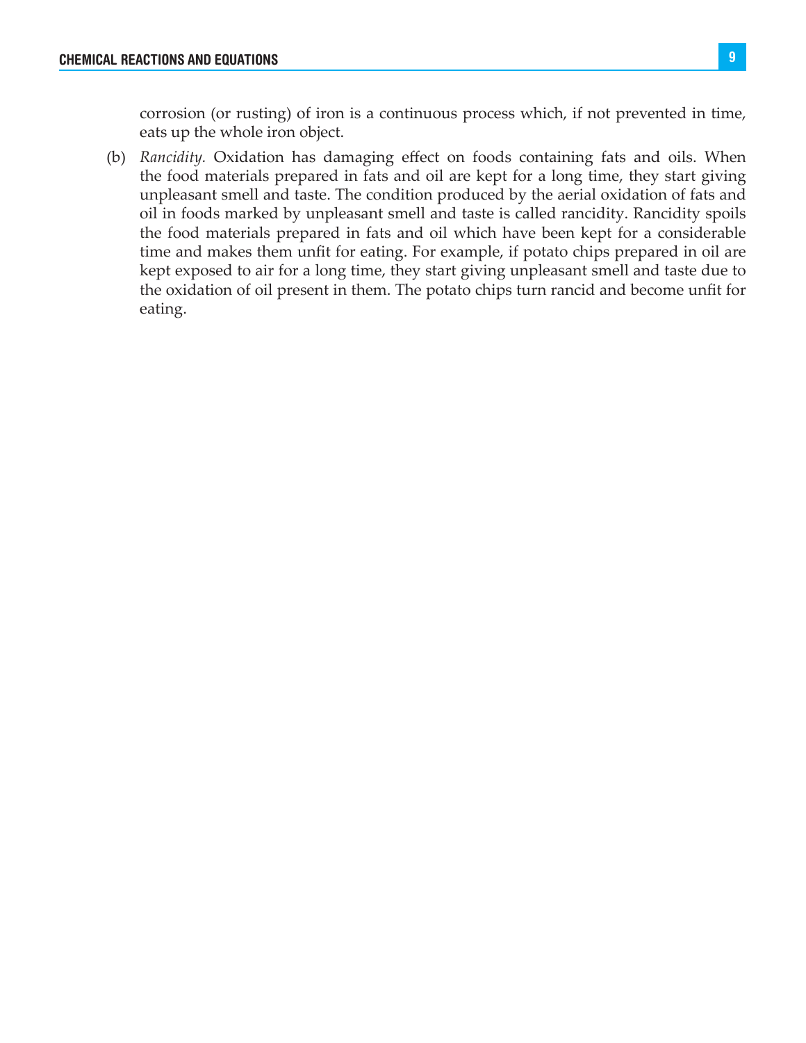corrosion (or rusting) of iron is a continuous process which, if not prevented in time, eats up the whole iron object.

(b) *Rancidity.* Oxidation has damaging effect on foods containing fats and oils. When the food materials prepared in fats and oil are kept for a long time, they start giving unpleasant smell and taste. The condition produced by the aerial oxidation of fats and oil in foods marked by unpleasant smell and taste is called rancidity. Rancidity spoils the food materials prepared in fats and oil which have been kept for a considerable time and makes them unfit for eating. For example, if potato chips prepared in oil are kept exposed to air for a long time, they start giving unpleasant smell and taste due to the oxidation of oil present in them. The potato chips turn rancid and become unfit for eating.